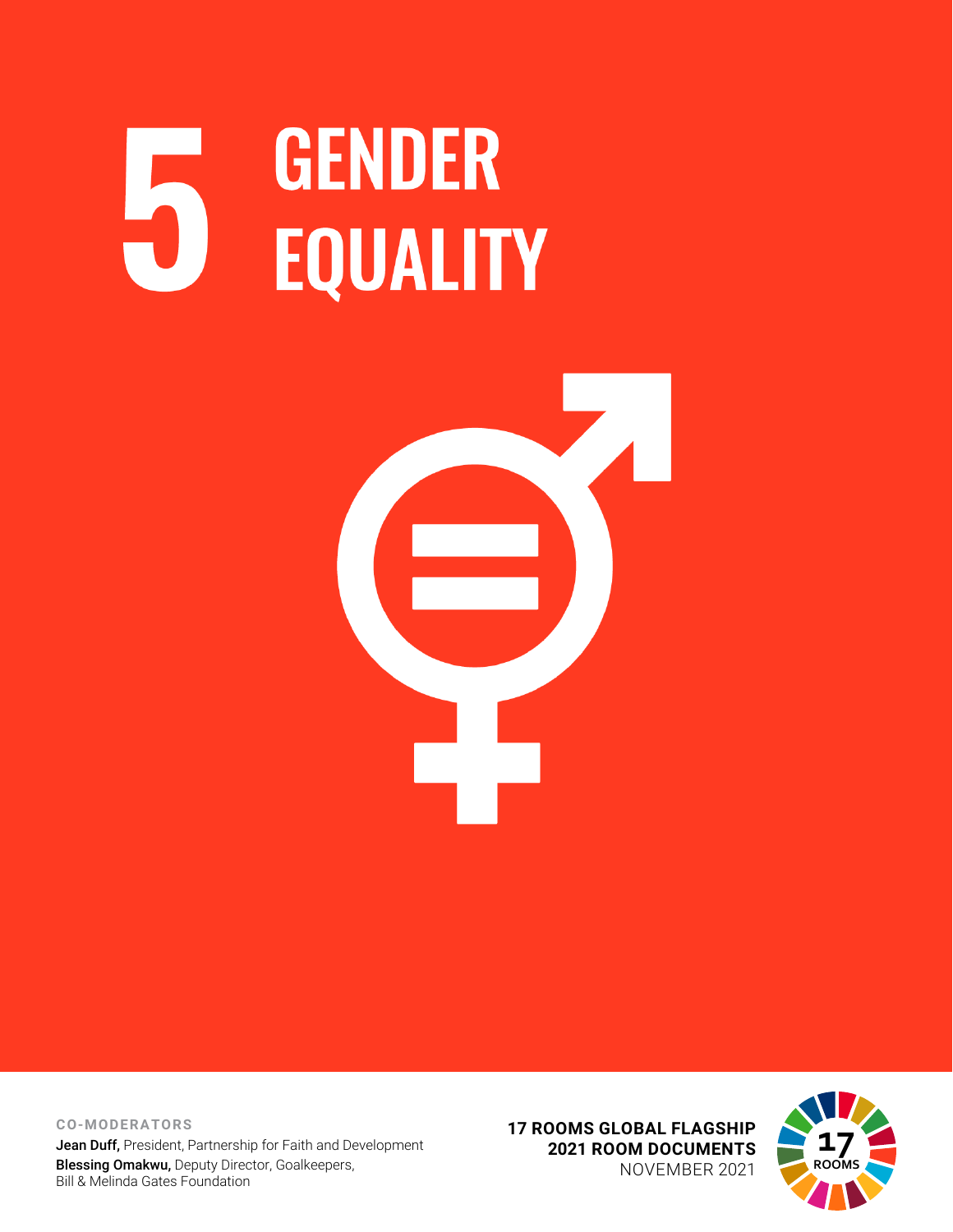# 5 GENDER EQUALITY

**CO-MODERATORS**

**Jean Duff,** President, Partnership for Faith and Development
**Blessing Omakwu,** Deputy Director, Goalkeepers, Bill & Melinda Gates Foundation

**17 ROOMS GLOBAL FLAGSHIP**
**2021 ROOM DOCUMENTS**
NOVEMBER 2021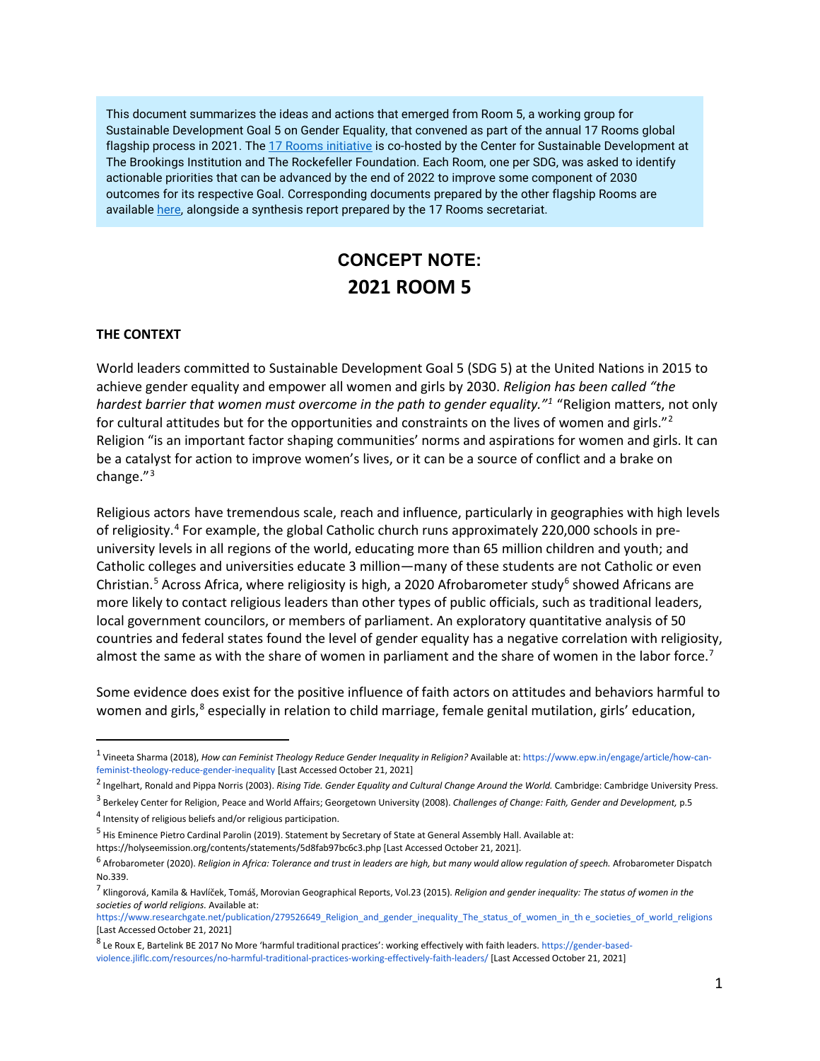This document summarizes the ideas and actions that emerged from Room 5, a working group for Sustainable Development Goal 5 on Gender Equality, that convened as part of the annual 17 Rooms global flagship process in 2021. The [17 Rooms initiative](https://www.brookings.edu/project/17-rooms/) is co-hosted by the Center for Sustainable Development at The Brookings Institution and The Rockefeller Foundation. Each Room, one per SDG, was asked to identify actionable priorities that can be advanced by the end of 2022 to improve some component of 2030 outcomes for its respective Goal. Corresponding documents prepared by the other flagship Rooms are available here, alongside a synthesis report prepared by the 17 Rooms secretariat.

# CONCEPT NOTE: 2021 ROOM 5

## THE CONTEXT

World leaders committed to Sustainable Development Goal 5 (SDG 5) at the United Nations in 2015 to achieve gender equality and empower all women and girls by 2030. *Religion has been called "the hardest barrier that women must overcome in the path to gender equality."*[1] "Religion matters, not only for cultural attitudes but for the opportunities and constraints on the lives of women and girls."[2] Religion "is an important factor shaping communities' norms and aspirations for women and girls. It can be a catalyst for action to improve women's lives, or it can be a source of conflict and a brake on change."[3]

Religious actors have tremendous scale, reach and influence, particularly in geographies with high levels of religiosity.[4] For example, the global Catholic church runs approximately 220,000 schools in pre-university levels in all regions of the world, educating more than 65 million children and youth; and Catholic colleges and universities educate 3 million—many of these students are not Catholic or even Christian.[5] Across Africa, where religiosity is high, a 2020 Afrobarometer study[6] showed Africans are more likely to contact religious leaders than other types of public officials, such as traditional leaders, local government councilors, or members of parliament. An exploratory quantitative analysis of 50 countries and federal states found the level of gender equality has a negative correlation with religiosity, almost the same as with the share of women in parliament and the share of women in the labor force.[7]

Some evidence does exist for the positive influence of faith actors on attitudes and behaviors harmful to women and girls,[8] especially in relation to child marriage, female genital mutilation, girls' education,

---

[1] Vineeta Sharma (2018), *How can Feminist Theology Reduce Gender Inequality in Religion?* Available at: https://www.epw.in/engage/article/how-can-feminist-theology-reduce-gender-inequality [Last Accessed October 21, 2021]

[2] Ingelhart, Ronald and Pippa Norris (2003). *Rising Tide. Gender Equality and Cultural Change Around the World.* Cambridge: Cambridge University Press.

[3] Berkeley Center for Religion, Peace and World Affairs; Georgetown University (2008). *Challenges of Change: Faith, Gender and Development,* p.5

[4] Intensity of religious beliefs and/or religious participation.

[5] His Eminence Pietro Cardinal Parolin (2019). Statement by Secretary of State at General Assembly Hall. Available at: https://holyseemission.org/contents/statements/5d8fab97bc6c3.php [Last Accessed October 21, 2021].

[6] Afrobarometer (2020). *Religion in Africa: Tolerance and trust in leaders are high, but many would allow regulation of speech.* Afrobarometer Dispatch No.339.

[7] Klingorová, Kamila & Havlíček, Tomáš, Morovian Geographical Reports, Vol.23 (2015). *Religion and gender inequality: The status of women in the societies of world religions.* Available at: https://www.researchgate.net/publication/279526649_Religion_and_gender_inequality_The_status_of_women_in_th e_societies_of_world_religions [Last Accessed October 21, 2021]

[8] Le Roux E, Bartelink BE 2017 No More 'harmful traditional practices': working effectively with faith leaders. https://gender-based-violence.jliflc.com/resources/no-harmful-traditional-practices-working-effectively-faith-leaders/ [Last Accessed October 21, 2021]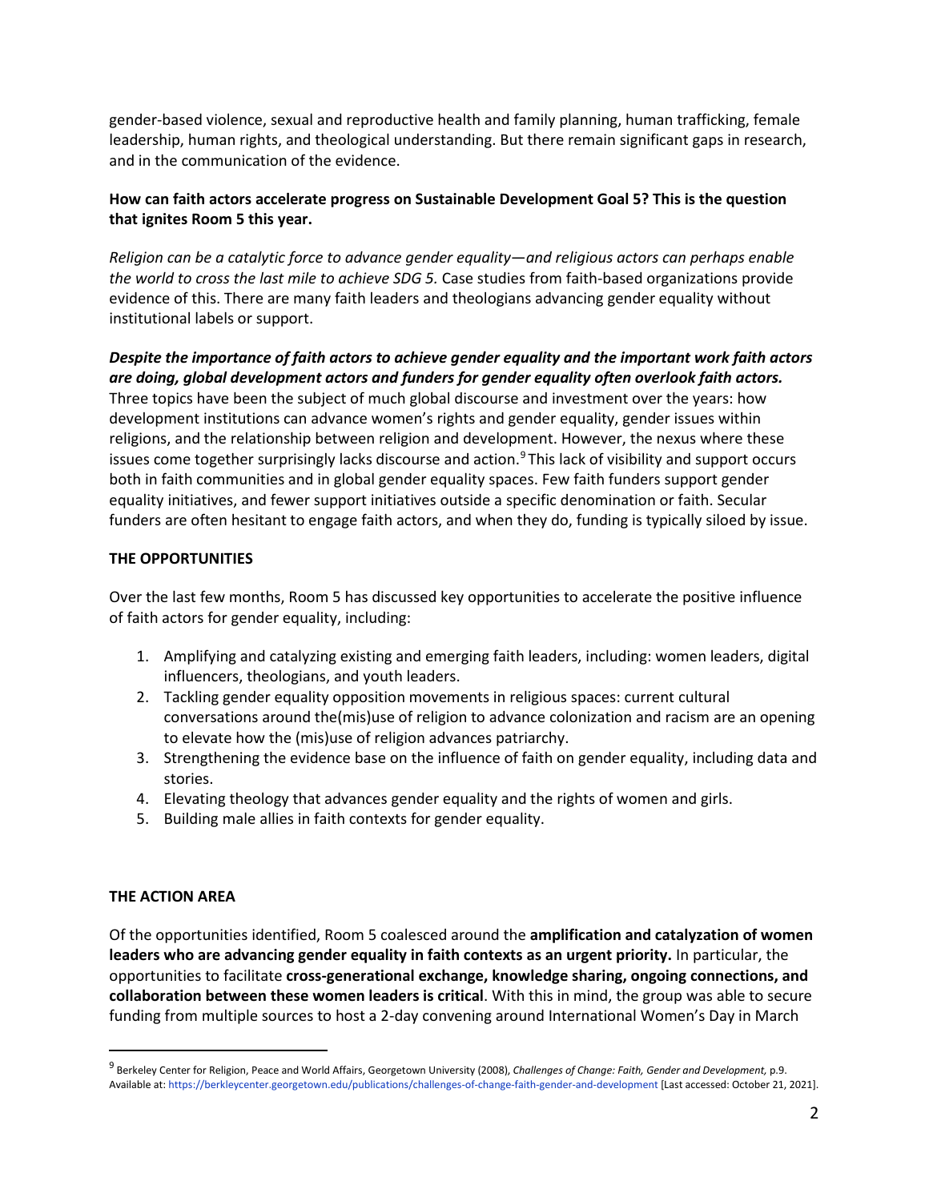gender-based violence, sexual and reproductive health and family planning, human trafficking, female leadership, human rights, and theological understanding. But there remain significant gaps in research, and in the communication of the evidence.

**How can faith actors accelerate progress on Sustainable Development Goal 5? This is the question that ignites Room 5 this year.**

*Religion can be a catalytic force to advance gender equality—and religious actors can perhaps enable the world to cross the last mile to achieve SDG 5.* Case studies from faith-based organizations provide evidence of this. There are many faith leaders and theologians advancing gender equality without institutional labels or support.

***Despite the importance of faith actors to achieve gender equality and the important work faith actors are doing, global development actors and funders for gender equality often overlook faith actors.*** Three topics have been the subject of much global discourse and investment over the years: how development institutions can advance women's rights and gender equality, gender issues within religions, and the relationship between religion and development. However, the nexus where these issues come together surprisingly lacks discourse and action.[9] This lack of visibility and support occurs both in faith communities and in global gender equality spaces. Few faith funders support gender equality initiatives, and fewer support initiatives outside a specific denomination or faith. Secular funders are often hesitant to engage faith actors, and when they do, funding is typically siloed by issue.

**THE OPPORTUNITIES**

Over the last few months, Room 5 has discussed key opportunities to accelerate the positive influence of faith actors for gender equality, including:

1. Amplifying and catalyzing existing and emerging faith leaders, including: women leaders, digital influencers, theologians, and youth leaders.
2. Tackling gender equality opposition movements in religious spaces: current cultural conversations around the(mis)use of religion to advance colonization and racism are an opening to elevate how the (mis)use of religion advances patriarchy.
3. Strengthening the evidence base on the influence of faith on gender equality, including data and stories.
4. Elevating theology that advances gender equality and the rights of women and girls.
5. Building male allies in faith contexts for gender equality.

**THE ACTION AREA**

Of the opportunities identified, Room 5 coalesced around the **amplification and catalyzation of women leaders who are advancing gender equality in faith contexts as an urgent priority.** In particular, the opportunities to facilitate **cross-generational exchange, knowledge sharing, ongoing connections, and collaboration between these women leaders is critical**. With this in mind, the group was able to secure funding from multiple sources to host a 2-day convening around International Women's Day in March

[9] Berkeley Center for Religion, Peace and World Affairs, Georgetown University (2008), *Challenges of Change: Faith, Gender and Development,* p.9. Available at: https://berkleycenter.georgetown.edu/publications/challenges-of-change-faith-gender-and-development [Last accessed: October 21, 2021].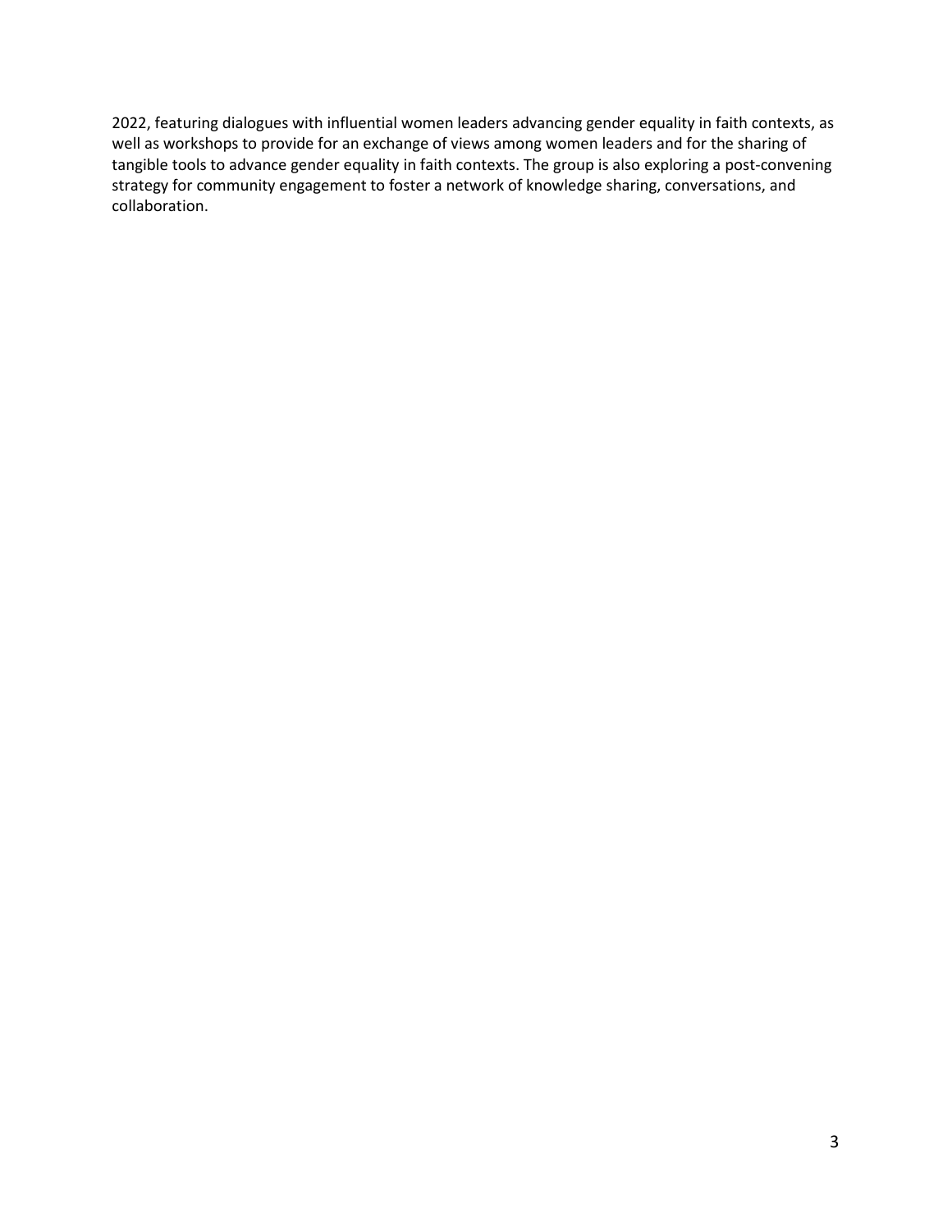2022, featuring dialogues with influential women leaders advancing gender equality in faith contexts, as well as workshops to provide for an exchange of views among women leaders and for the sharing of tangible tools to advance gender equality in faith contexts. The group is also exploring a post-convening strategy for community engagement to foster a network of knowledge sharing, conversations, and collaboration.